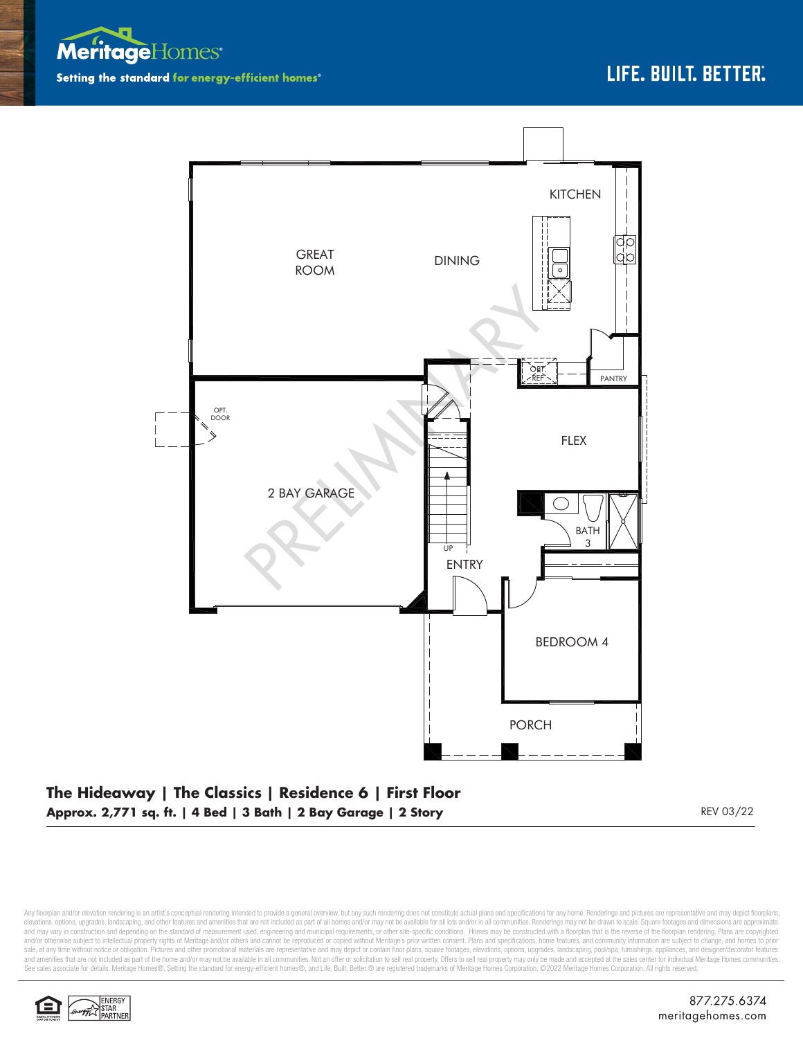MeritageHomes®

Setting the standard for energy-efficient homes®

LIFE. BUILT. BETTER.®

KITCHEN

GREAT ROOM

DINING

OPT. REF

PANTRY

OPT. DOOR

FLEX

2 BAY GARAGE

BATH 3

UP

ENTRY

BEDROOM 4

PORCH

PRELIMINARY

**The Hideaway | The Classics | Residence 6 | First Floor**

**Approx. 2,771 sq. ft. | 4 Bed | 3 Bath | 2 Bay Garage | 2 Story**

REV 03/22

Any floorplan and/or elevation rendering is an artist's conceptual rendering intended to provide a general overview, but any such rendering does not constitute actual plans and specifications for any home. Renderings and pictures are representative and may depict floorplans, elevations, options, upgrades, landscaping, and other features and amenities that are not included as part of all homes and/or may not be available for all lots and/or in all communities. Renderings may not be drawn to scale. Square footages and dimensions are approximate and may vary in construction and depending on the standard of measurement used, engineering and municipal requirements, or other site-specific conditions. Homes may be constructed with a floorplan that is the reverse of the floorplan rendering. Plans are copyrighted and/or otherwise subject to intellectual property rights of Meritage and/or others and cannot be reproduced or copied without Meritage's prior written consent. Plans and specifications, home features, and community information are subject to change, and homes to prior sale, at any time without notice or obligation. Pictures and other promotional materials are representative and may depict or contain floor plans, square footages, elevations, options, upgrades, landscaping, pool/spa, furnishings, appliances, and designer/decorator features and amenities that are not included as part of the home and/or may not be available in all communities. Not an offer or solicitation to sell real property. Offers to sell real property may only be made and accepted at the sales center for individual Meritage Homes communities. See sales associate for details. Meritage Homes®, Setting the standard for energy-efficient homes®, and Life. Built. Better.® are registered trademarks of Meritage Homes Corporation. ©2022 Meritage Homes Corporation. All rights reserved.

ENERGY STAR PARTNER

877.275.6374

meritagehomes.com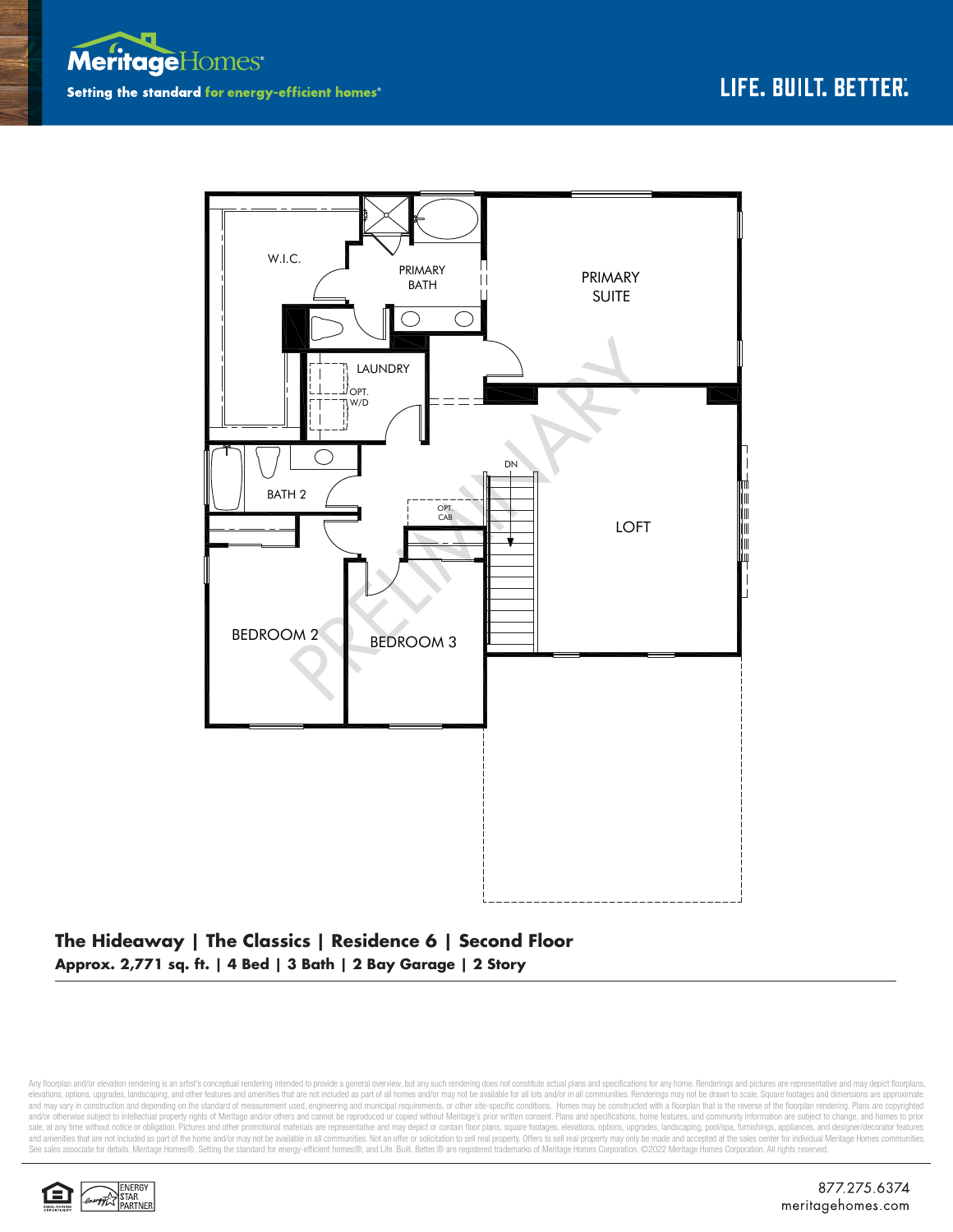Meritage Homes

Setting the standard for energy-efficient homes®

LIFE. BUILT. BETTER.®

W.I.C.

PRIMARY BATH

PRIMARY SUITE

LAUNDRY

OPT. W/D

BATH 2

DN

OPT. CAB

LOFT

BEDROOM 2

BEDROOM 3

PRELIMINARY

## The Hideaway | The Classics | Residence 6 | Second Floor

**Approx. 2,771 sq. ft. | 4 Bed | 3 Bath | 2 Bay Garage | 2 Story**

Any floorplan and/or elevation rendering is an artist's conceptual rendering intended to provide a general overview, but any such rendering does not constitute actual plans and specifications for any home. Renderings and pictures are representative and may depict floorplans, elevations, options, upgrades, landscaping, and other features and amenities that are not included as part of all homes and/or may not be available for all lots and/or in all communities. Renderings may not be drawn to scale. Square footages and dimensions are approximate and may vary in construction and depending on the standard of measurement used, engineering and municipal requirements, or other site-specific conditions. Homes may be constructed with a floorplan that is the reverse of the floorplan rendering. Plans are copyrighted and/or otherwise subject to intellectual property rights of Meritage and/or others and cannot be reproduced or copied without Meritage's prior written consent. Plans and specifications, home features, and community information are subject to change, and homes to prior sale, at any time without notice or obligation. Pictures and other promotional materials are representative and may depict or contain floor plans, square footages, elevations, options, upgrades, landscaping, pool/spa, furnishings, appliances, and designer/decorator features and amenities that are not included as part of the home and/or may not be available in all communities. Not an offer or solicitation to sell real property. Offers to sell real property may only be made and accepted at the sales center for individual Meritage Homes communities. See sales associate for details. Meritage Homes®, Setting the standard for energy-efficient homes®, and Life. Built. Better.® are registered trademarks of Meritage Homes Corporation. ©2022 Meritage Homes Corporation. All rights reserved.

ENERGY STAR PARTNER

877.275.6374

meritagehomes.com